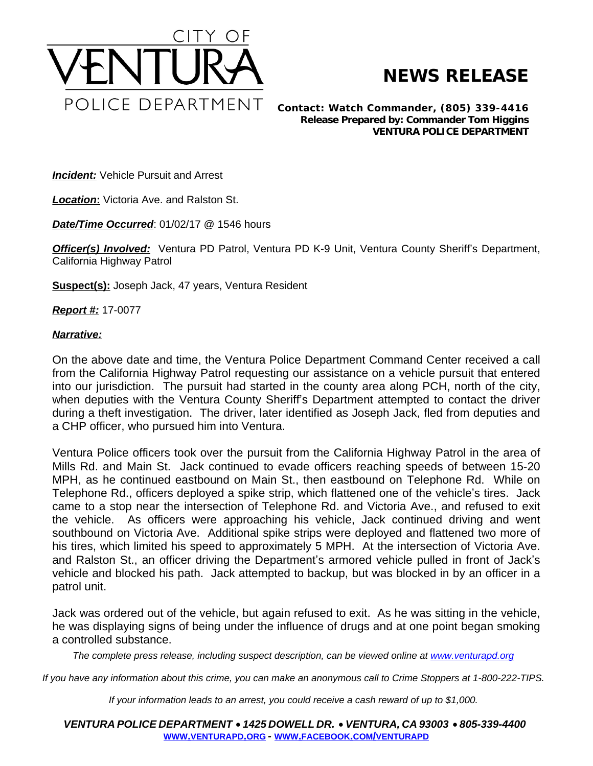CITY OF

# VENTURA

POLICE DEPARTMENT

## NEWS RELEASE

**Contact: Watch Commander, (805) 339-4416**
**Release Prepared by: Commander Tom Higgins**
**VENTURA POLICE DEPARTMENT**

***Incident:*** Vehicle Pursuit and Arrest

***Location*:** Victoria Ave. and Ralston St.

***Date/Time Occurred***: 01/02/17 @ 1546 hours

***Officer(s) Involved:*** Ventura PD Patrol, Ventura PD K-9 Unit, Ventura County Sheriff's Department, California Highway Patrol

**Suspect(s):** Joseph Jack, 47 years, Ventura Resident

***Report #:*** 17-0077

***Narrative:***

On the above date and time, the Ventura Police Department Command Center received a call from the California Highway Patrol requesting our assistance on a vehicle pursuit that entered into our jurisdiction. The pursuit had started in the county area along PCH, north of the city, when deputies with the Ventura County Sheriff's Department attempted to contact the driver during a theft investigation. The driver, later identified as Joseph Jack, fled from deputies and a CHP officer, who pursued him into Ventura.

Ventura Police officers took over the pursuit from the California Highway Patrol in the area of Mills Rd. and Main St. Jack continued to evade officers reaching speeds of between 15-20 MPH, as he continued eastbound on Main St., then eastbound on Telephone Rd. While on Telephone Rd., officers deployed a spike strip, which flattened one of the vehicle's tires. Jack came to a stop near the intersection of Telephone Rd. and Victoria Ave., and refused to exit the vehicle. As officers were approaching his vehicle, Jack continued driving and went southbound on Victoria Ave. Additional spike strips were deployed and flattened two more of his tires, which limited his speed to approximately 5 MPH. At the intersection of Victoria Ave. and Ralston St., an officer driving the Department's armored vehicle pulled in front of Jack's vehicle and blocked his path. Jack attempted to backup, but was blocked in by an officer in a patrol unit.

Jack was ordered out of the vehicle, but again refused to exit. As he was sitting in the vehicle, he was displaying signs of being under the influence of drugs and at one point began smoking a controlled substance.

*The complete press release, including suspect description, can be viewed online at [www.venturapd.org](http://www.venturapd.org)*

*If you have any information about this crime, you can make an anonymous call to Crime Stoppers at 1-800-222-TIPS.*

*If your information leads to an arrest, you could receive a cash reward of up to $1,000.*

***VENTURA POLICE DEPARTMENT • 1425 DOWELL DR. • VENTURA, CA 93003 • 805-339-4400***
**[WWW.VENTURAPD.ORG](http://www.venturapd.org) - [WWW.FACEBOOK.COM/VENTURAPD](http://www.facebook.com/venturapd)**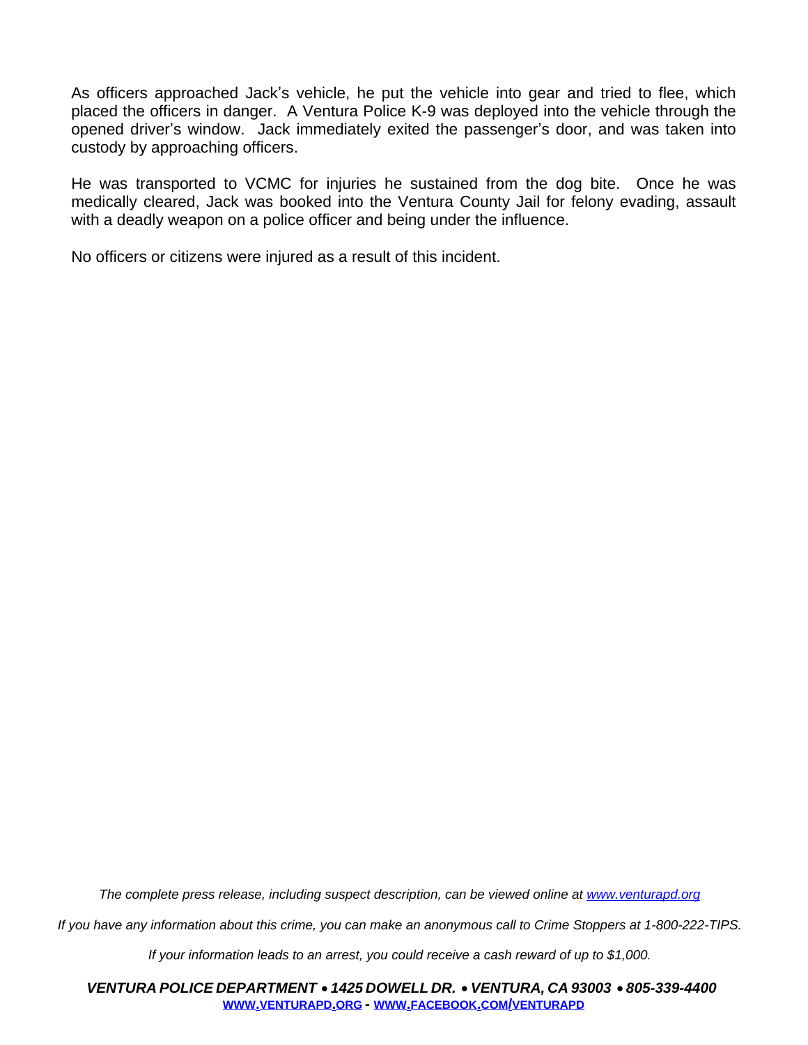As officers approached Jack's vehicle, he put the vehicle into gear and tried to flee, which placed the officers in danger. A Ventura Police K-9 was deployed into the vehicle through the opened driver's window. Jack immediately exited the passenger's door, and was taken into custody by approaching officers.

He was transported to VCMC for injuries he sustained from the dog bite. Once he was medically cleared, Jack was booked into the Ventura County Jail for felony evading, assault with a deadly weapon on a police officer and being under the influence.

No officers or citizens were injured as a result of this incident.

*The complete press release, including suspect description, can be viewed online at [www.venturapd.org](http://www.venturapd.org)*

*If you have any information about this crime, you can make an anonymous call to Crime Stoppers at 1-800-222-TIPS.*

*If your information leads to an arrest, you could receive a cash reward of up to $1,000.*

***VENTURA POLICE DEPARTMENT • 1425 DOWELL DR. • VENTURA, CA 93003 • 805-339-4400***

**[WWW.VENTURAPD.ORG](http://www.venturapd.org) - [WWW.FACEBOOK.COM/VENTURAPD](http://www.facebook.com/venturapd)**